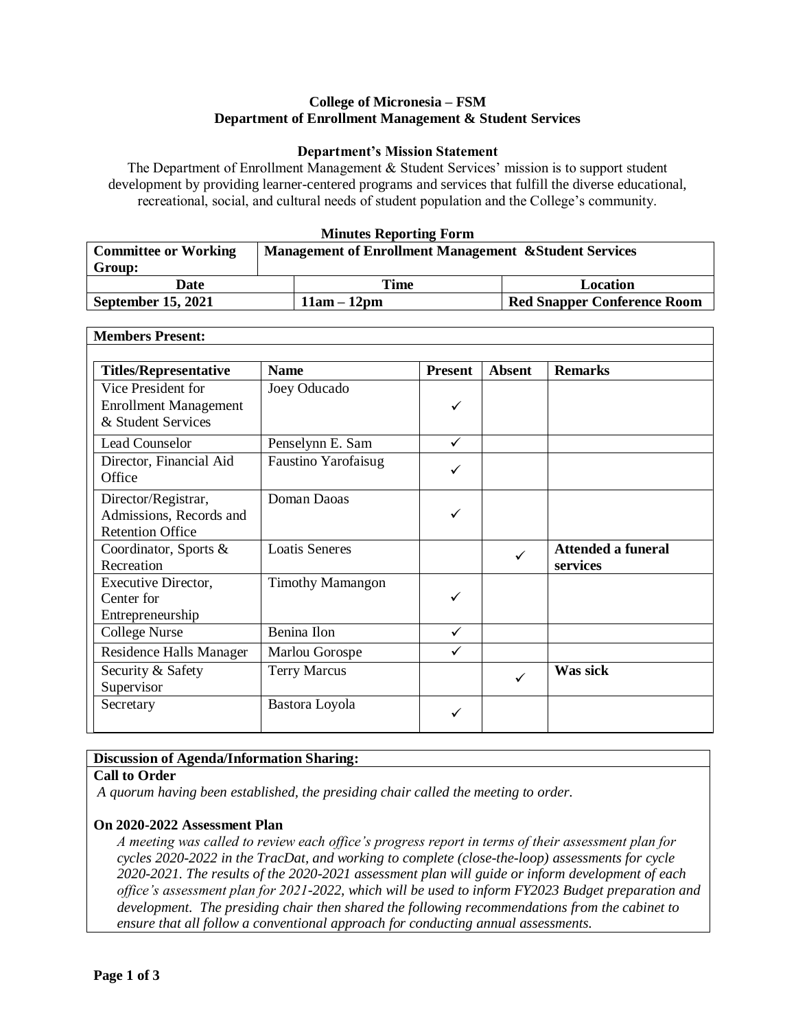**College of Micronesia – FSM**
**Department of Enrollment Management & Student Services**

**Department's Mission Statement**

The Department of Enrollment Management & Student Services' mission is to support student development by providing learner-centered programs and services that fulfill the diverse educational, recreational, social, and cultural needs of student population and the College's community.

**Minutes Reporting Form**

| **Committee or Working Group:** | **Management of Enrollment Management &Student Services** | |
|---|---|---|
| **Date** | **Time** | **Location** |
| **September 15, 2021** | **11am – 12pm** | **Red Snapper Conference Room** |

**Members Present:**

| **Titles/Representative** | **Name** | **Present** | **Absent** | **Remarks** |
|---|---|---|---|---|
| Vice President for Enrollment Management & Student Services | Joey Oducado | ✓ | | |
| Lead Counselor | Penselynn E. Sam | ✓ | | |
| Director, Financial Aid Office | Faustino Yarofaisug | ✓ | | |
| Director/Registrar, Admissions, Records and Retention Office | Doman Daoas | ✓ | | |
| Coordinator, Sports & Recreation | Loatis Seneres | | ✓ | **Attended a funeral services** |
| Executive Director, Center for Entrepreneurship | Timothy Mamangon | ✓ | | |
| College Nurse | Benina Ilon | ✓ | | |
| Residence Halls Manager | Marlou Gorospe | ✓ | | |
| Security & Safety Supervisor | Terry Marcus | | ✓ | **Was sick** |
| Secretary | Bastora Loyola | ✓ | | |

**Discussion of Agenda/Information Sharing:**

**Call to Order**

*A quorum having been established, the presiding chair called the meeting to order.*

**On 2020-2022 Assessment Plan**

*A meeting was called to review each office's progress report in terms of their assessment plan for cycles 2020-2022 in the TracDat, and working to complete (close-the-loop) assessments for cycle 2020-2021. The results of the 2020-2021 assessment plan will guide or inform development of each office's assessment plan for 2021-2022, which will be used to inform FY2023 Budget preparation and development. The presiding chair then shared the following recommendations from the cabinet to ensure that all follow a conventional approach for conducting annual assessments.*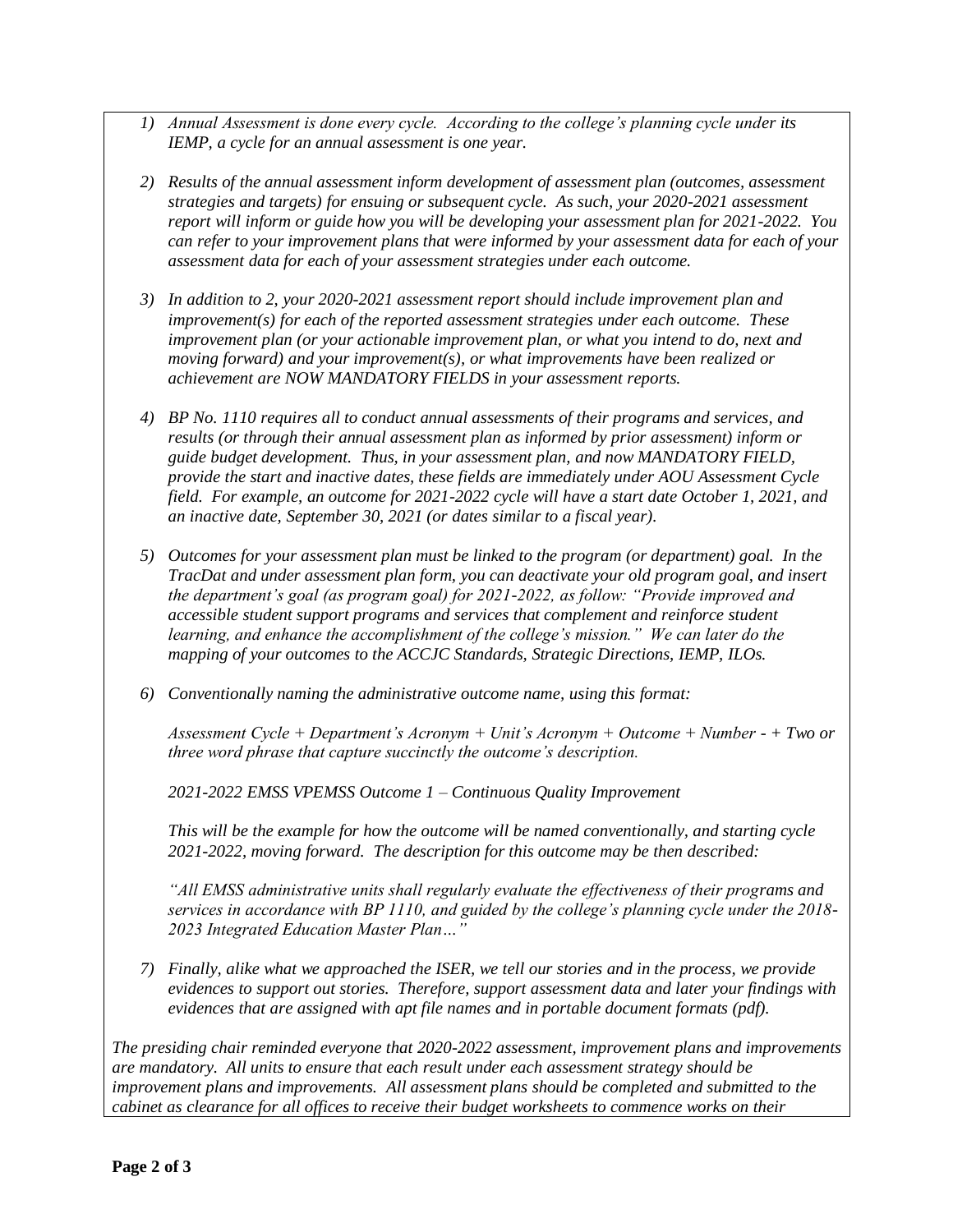1) *Annual Assessment is done every cycle. According to the college's planning cycle under its IEMP, a cycle for an annual assessment is one year.*

2) *Results of the annual assessment inform development of assessment plan (outcomes, assessment strategies and targets) for ensuing or subsequent cycle. As such, your 2020-2021 assessment report will inform or guide how you will be developing your assessment plan for 2021-2022. You can refer to your improvement plans that were informed by your assessment data for each of your assessment data for each of your assessment strategies under each outcome.*

3) *In addition to 2, your 2020-2021 assessment report should include improvement plan and improvement(s) for each of the reported assessment strategies under each outcome. These improvement plan (or your actionable improvement plan, or what you intend to do, next and moving forward) and your improvement(s), or what improvements have been realized or achievement are NOW MANDATORY FIELDS in your assessment reports.*

4) *BP No. 1110 requires all to conduct annual assessments of their programs and services, and results (or through their annual assessment plan as informed by prior assessment) inform or guide budget development. Thus, in your assessment plan, and now MANDATORY FIELD, provide the start and inactive dates, these fields are immediately under AOU Assessment Cycle field. For example, an outcome for 2021-2022 cycle will have a start date October 1, 2021, and an inactive date, September 30, 2021 (or dates similar to a fiscal year).*

5) *Outcomes for your assessment plan must be linked to the program (or department) goal. In the TracDat and under assessment plan form, you can deactivate your old program goal, and insert the department's goal (as program goal) for 2021-2022, as follow: "Provide improved and accessible student support programs and services that complement and reinforce student learning, and enhance the accomplishment of the college's mission." We can later do the mapping of your outcomes to the ACCJC Standards, Strategic Directions, IEMP, ILOs.*

6) *Conventionally naming the administrative outcome name, using this format:*

   *Assessment Cycle + Department's Acronym + Unit's Acronym + Outcome + Number - + Two or three word phrase that capture succinctly the outcome's description.*

   *2021-2022 EMSS VPEMSS Outcome 1 – Continuous Quality Improvement*

   *This will be the example for how the outcome will be named conventionally, and starting cycle 2021-2022, moving forward. The description for this outcome may be then described:*

   *"All EMSS administrative units shall regularly evaluate the effectiveness of their programs and services in accordance with BP 1110, and guided by the college's planning cycle under the 2018-2023 Integrated Education Master Plan…"*

7) *Finally, alike what we approached the ISER, we tell our stories and in the process, we provide evidences to support out stories. Therefore, support assessment data and later your findings with evidences that are assigned with apt file names and in portable document formats (pdf).*

*The presiding chair reminded everyone that 2020-2022 assessment, improvement plans and improvements are mandatory. All units to ensure that each result under each assessment strategy should be improvement plans and improvements. All assessment plans should be completed and submitted to the cabinet as clearance for all offices to receive their budget worksheets to commence works on their*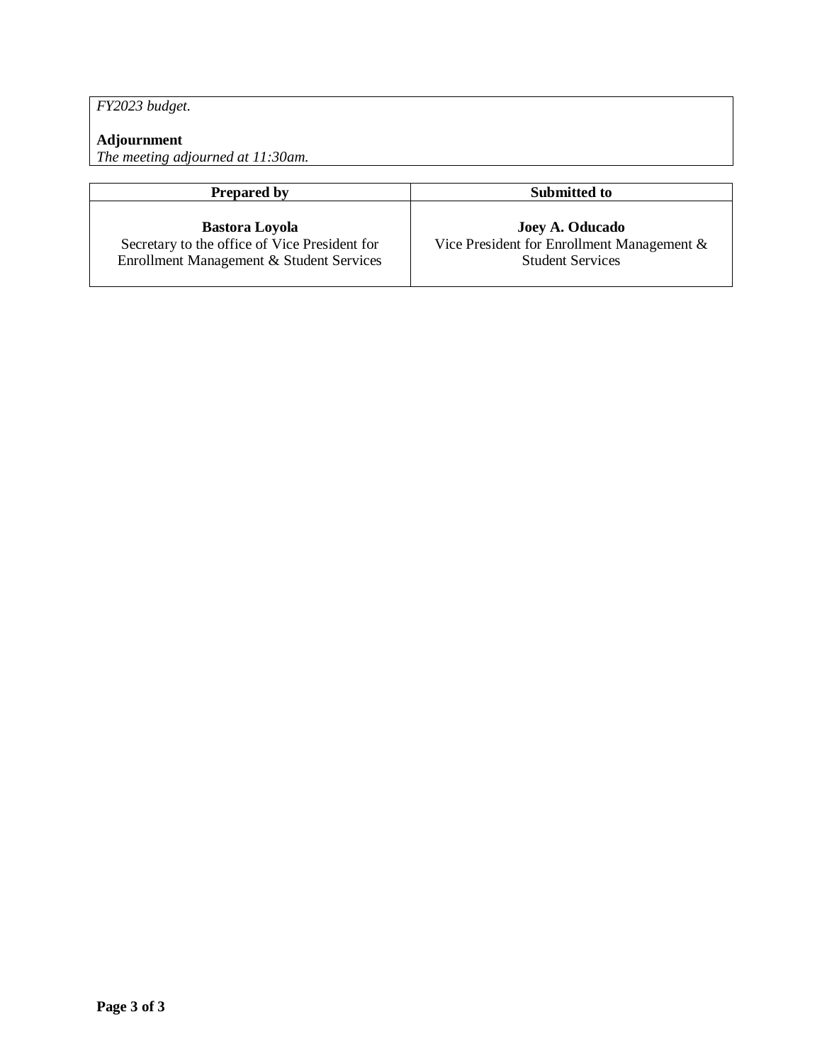*FY2023 budget.*

**Adjournment**
*The meeting adjourned at 11:30am.*

| Prepared by | Submitted to |
| --- | --- |
| **Bastora Loyola**<br>Secretary to the office of Vice President for Enrollment Management & Student Services | **Joey A. Oducado**<br>Vice President for Enrollment Management & Student Services |